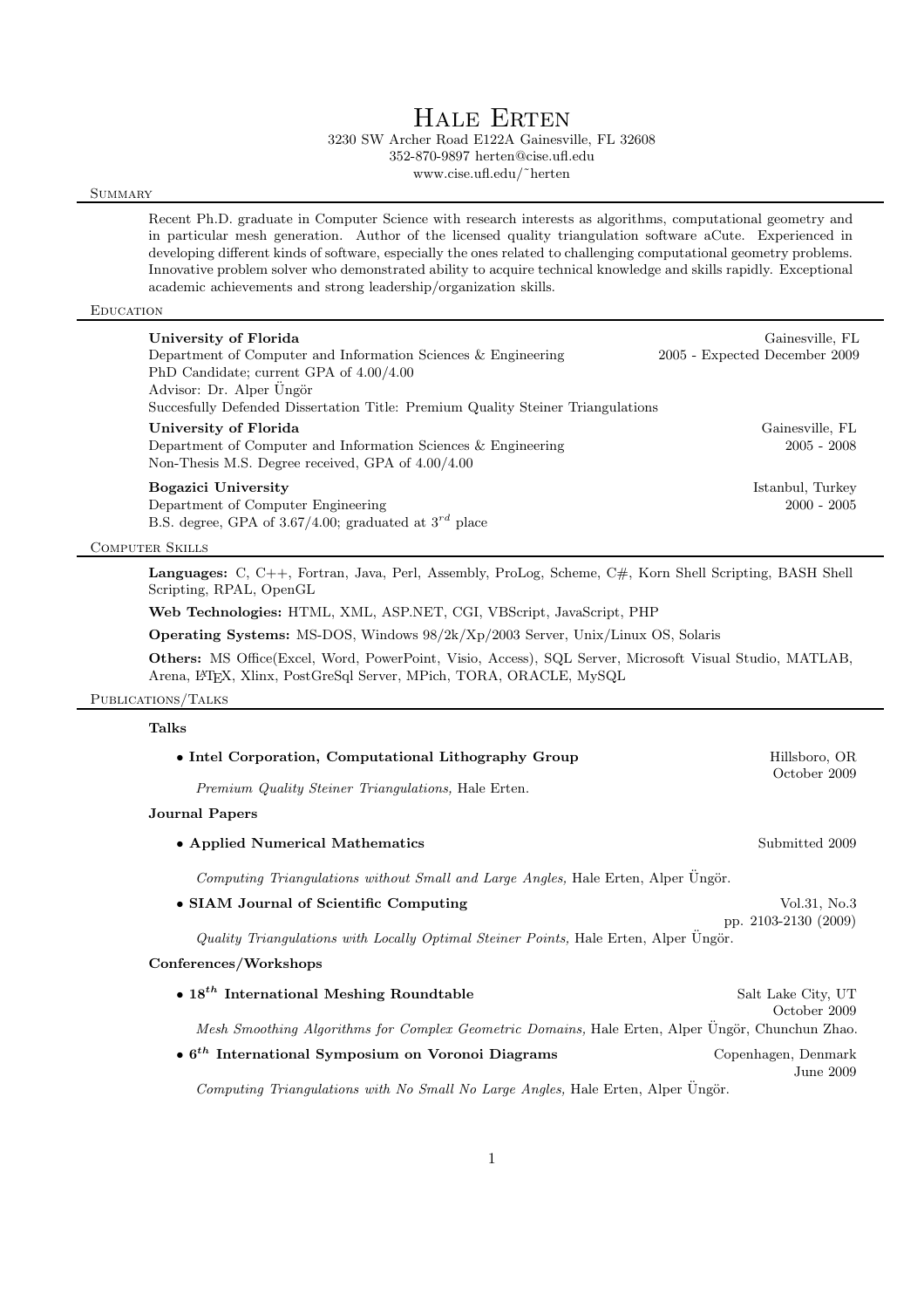# Hale Erten

3230 SW Archer Road E122A Gainesville, FL 32608
352-870-9897 herten@cise.ufl.edu
www.cise.ufl.edu/˜herten

## Summary

Recent Ph.D. graduate in Computer Science with research interests as algorithms, computational geometry and in particular mesh generation. Author of the licensed quality triangulation software aCute. Experienced in developing different kinds of software, especially the ones related to challenging computational geometry problems. Innovative problem solver who demonstrated ability to acquire technical knowledge and skills rapidly. Exceptional academic achievements and strong leadership/organization skills.

## Education

**University of Florida** — Gainesville, FL
Department of Computer and Information Sciences & Engineering — 2005 - Expected December 2009
PhD Candidate; current GPA of 4.00/4.00
Advisor: Dr. Alper Üngör
Succesfully Defended Dissertation Title: Premium Quality Steiner Triangulations

**University of Florida** — Gainesville, FL
Department of Computer and Information Sciences & Engineering — 2005 - 2008
Non-Thesis M.S. Degree received, GPA of 4.00/4.00

**Bogazici University** — Istanbul, Turkey
Department of Computer Engineering — 2000 - 2005
B.S. degree, GPA of 3.67/4.00; graduated at $3^{rd}$ place

## Computer Skills

**Languages:** C, C++, Fortran, Java, Perl, Assembly, ProLog, Scheme, C#, Korn Shell Scripting, BASH Shell Scripting, RPAL, OpenGL

**Web Technologies:** HTML, XML, ASP.NET, CGI, VBScript, JavaScript, PHP

**Operating Systems:** MS-DOS, Windows 98/2k/Xp/2003 Server, Unix/Linux OS, Solaris

**Others:** MS Office(Excel, Word, PowerPoint, Visio, Access), SQL Server, Microsoft Visual Studio, MATLAB, Arena, LaTeX, Xlinx, PostGreSql Server, MPich, TORA, ORACLE, MySQL

## Publications/Talks

### Talks

- **Intel Corporation, Computational Lithography Group** — Hillsboro, OR, October 2009
  *Premium Quality Steiner Triangulations,* Hale Erten.

### Journal Papers

- **Applied Numerical Mathematics** — Submitted 2009
  *Computing Triangulations without Small and Large Angles,* Hale Erten, Alper Üngör.
- **SIAM Journal of Scientific Computing** — Vol.31, No.3, pp. 2103-2130 (2009)
  *Quality Triangulations with Locally Optimal Steiner Points,* Hale Erten, Alper Üngör.

### Conferences/Workshops

- **$18^{th}$ International Meshing Roundtable** — Salt Lake City, UT, October 2009
  *Mesh Smoothing Algorithms for Complex Geometric Domains,* Hale Erten, Alper Üngör, Chunchun Zhao.
- **$6^{th}$ International Symposium on Voronoi Diagrams** — Copenhagen, Denmark, June 2009
  *Computing Triangulations with No Small No Large Angles,* Hale Erten, Alper Üngör.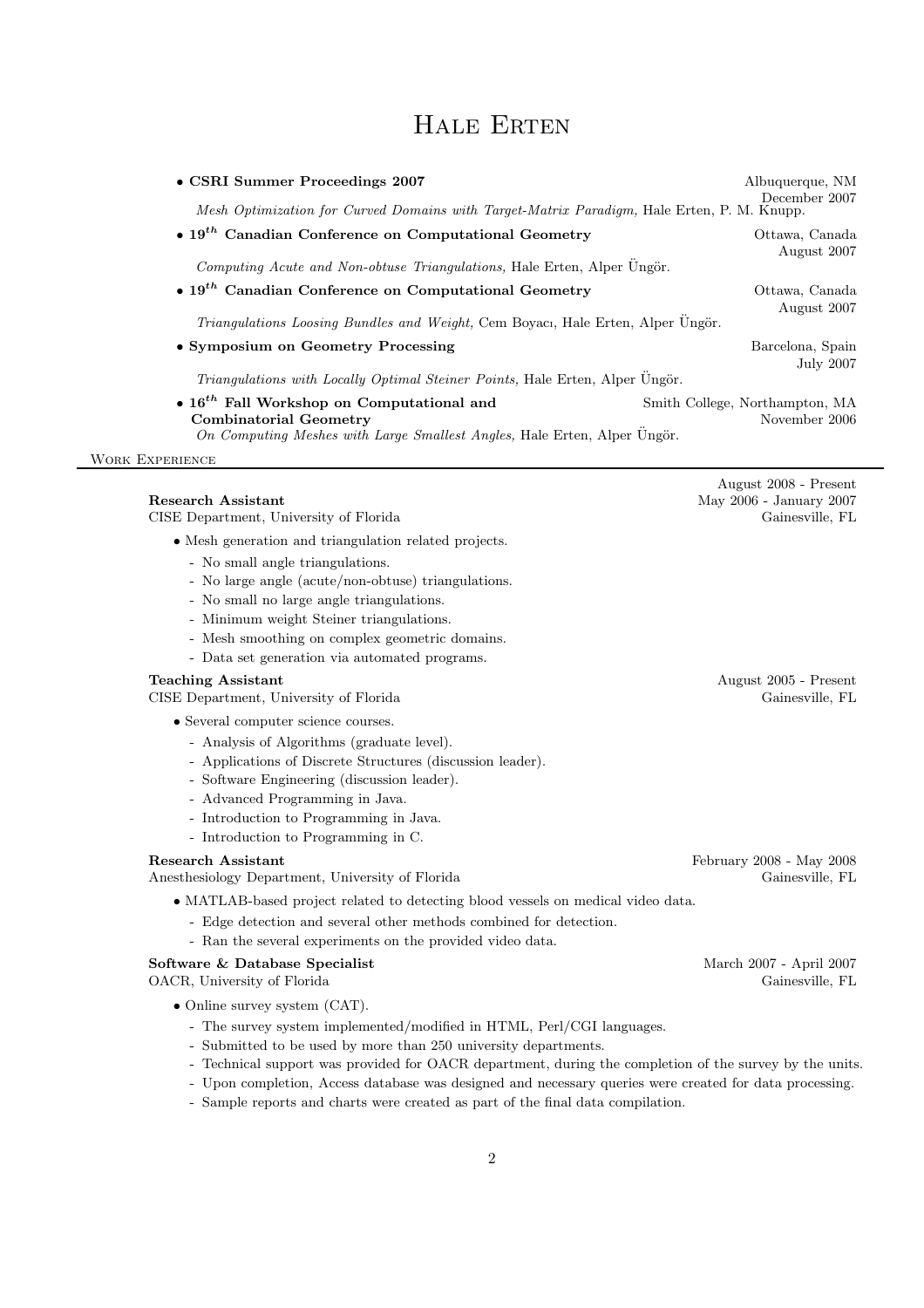# Hale Erten

- **CSRI Summer Proceedings 2007** — Albuquerque, NM, December 2007
  *Mesh Optimization for Curved Domains with Target-Matrix Paradigm,* Hale Erten, P. M. Knupp.
- **$19^{th}$ Canadian Conference on Computational Geometry** — Ottawa, Canada, August 2007
  *Computing Acute and Non-obtuse Triangulations,* Hale Erten, Alper Üngör.
- **$19^{th}$ Canadian Conference on Computational Geometry** — Ottawa, Canada, August 2007
  *Triangulations Loosing Bundles and Weight,* Cem Boyacı, Hale Erten, Alper Üngör.
- **Symposium on Geometry Processing** — Barcelona, Spain, July 2007
  *Triangulations with Locally Optimal Steiner Points,* Hale Erten, Alper Üngör.
- **$16^{th}$ Fall Workshop on Computational and Combinatorial Geometry** — Smith College, Northampton, MA, November 2006
  *On Computing Meshes with Large Smallest Angles,* Hale Erten, Alper Üngör.

## Work Experience

**Research Assistant** — August 2008 - Present; May 2006 - January 2007
CISE Department, University of Florida — Gainesville, FL

- Mesh generation and triangulation related projects.
  - No small angle triangulations.
  - No large angle (acute/non-obtuse) triangulations.
  - No small no large angle triangulations.
  - Minimum weight Steiner triangulations.
  - Mesh smoothing on complex geometric domains.
  - Data set generation via automated programs.

**Teaching Assistant** — August 2005 - Present
CISE Department, University of Florida — Gainesville, FL

- Several computer science courses.
  - Analysis of Algorithms (graduate level).
  - Applications of Discrete Structures (discussion leader).
  - Software Engineering (discussion leader).
  - Advanced Programming in Java.
  - Introduction to Programming in Java.
  - Introduction to Programming in C.

**Research Assistant** — February 2008 - May 2008
Anesthesiology Department, University of Florida — Gainesville, FL

- MATLAB-based project related to detecting blood vessels on medical video data.
  - Edge detection and several other methods combined for detection.
  - Ran the several experiments on the provided video data.

**Software & Database Specialist** — March 2007 - April 2007
OACR, University of Florida — Gainesville, FL

- Online survey system (CAT).
  - The survey system implemented/modified in HTML, Perl/CGI languages.
  - Submitted to be used by more than 250 university departments.
  - Technical support was provided for OACR department, during the completion of the survey by the units.
  - Upon completion, Access database was designed and necessary queries were created for data processing.
  - Sample reports and charts were created as part of the final data compilation.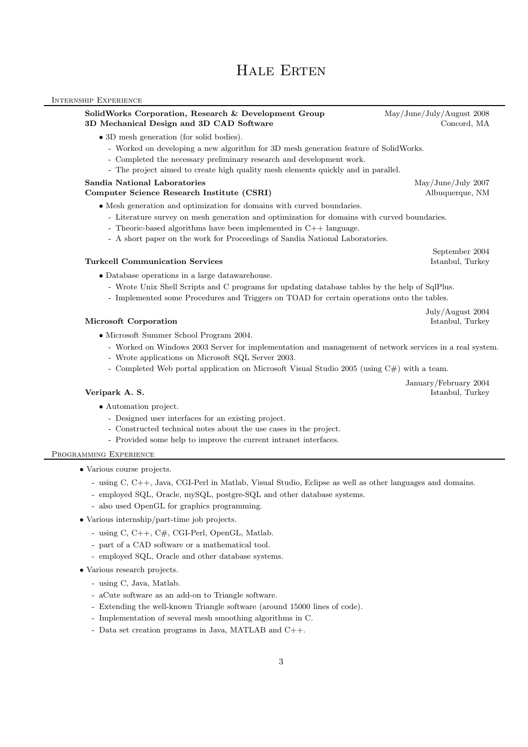# Hale Erten

## Internship Experience

**SolidWorks Corporation, Research & Development Group** — May/June/July/August 2008
**3D Mechanical Design and 3D CAD Software** — Concord, MA

- 3D mesh generation (for solid bodies).
  - Worked on developing a new algorithm for 3D mesh generation feature of SolidWorks.
  - Completed the necessary preliminary research and development work.
  - The project aimed to create high quality mesh elements quickly and in parallel.

**Sandia National Laboratories** — May/June/July 2007
**Computer Science Research Institute (CSRI)** — Albuquerque, NM

- Mesh generation and optimization for domains with curved boundaries.
  - Literature survey on mesh generation and optimization for domains with curved boundaries.
  - Theoric-based algorithms have been implemented in C++ language.
  - A short paper on the work for Proceedings of Sandia National Laboratories.

**Turkcell Communication Services** — September 2004, Istanbul, Turkey

- Database operations in a large datawarehouse.
  - Wrote Unix Shell Scripts and C programs for updating database tables by the help of SqlPlus.
  - Implemented some Procedures and Triggers on TOAD for certain operations onto the tables.

**Microsoft Corporation** — July/August 2004, Istanbul, Turkey

- Microsoft Summer School Program 2004.
  - Worked on Windows 2003 Server for implementation and management of network services in a real system.
  - Wrote applications on Microsoft SQL Server 2003.
  - Completed Web portal application on Microsoft Visual Studio 2005 (using C#) with a team.

**Veripark A. S.** — January/February 2004, Istanbul, Turkey

- Automation project.
  - Designed user interfaces for an existing project.
  - Constructed technical notes about the use cases in the project.
  - Provided some help to improve the current intranet interfaces.

## Programming Experience

- Various course projects.
  - using C, C++, Java, CGI-Perl in Matlab, Visual Studio, Eclipse as well as other languages and domains.
  - employed SQL, Oracle, mySQL, postgre-SQL and other database systems.
  - also used OpenGL for graphics programming.
- Various internship/part-time job projects.
  - using C, C++, C#, CGI-Perl, OpenGL, Matlab.
  - part of a CAD software or a mathematical tool.
  - employed SQL, Oracle and other database systems.
- Various research projects.
  - using C, Java, Matlab.
  - aCute software as an add-on to Triangle software.
  - Extending the well-known Triangle software (around 15000 lines of code).
  - Implementation of several mesh smoothing algorithms in C.
  - Data set creation programs in Java, MATLAB and C++.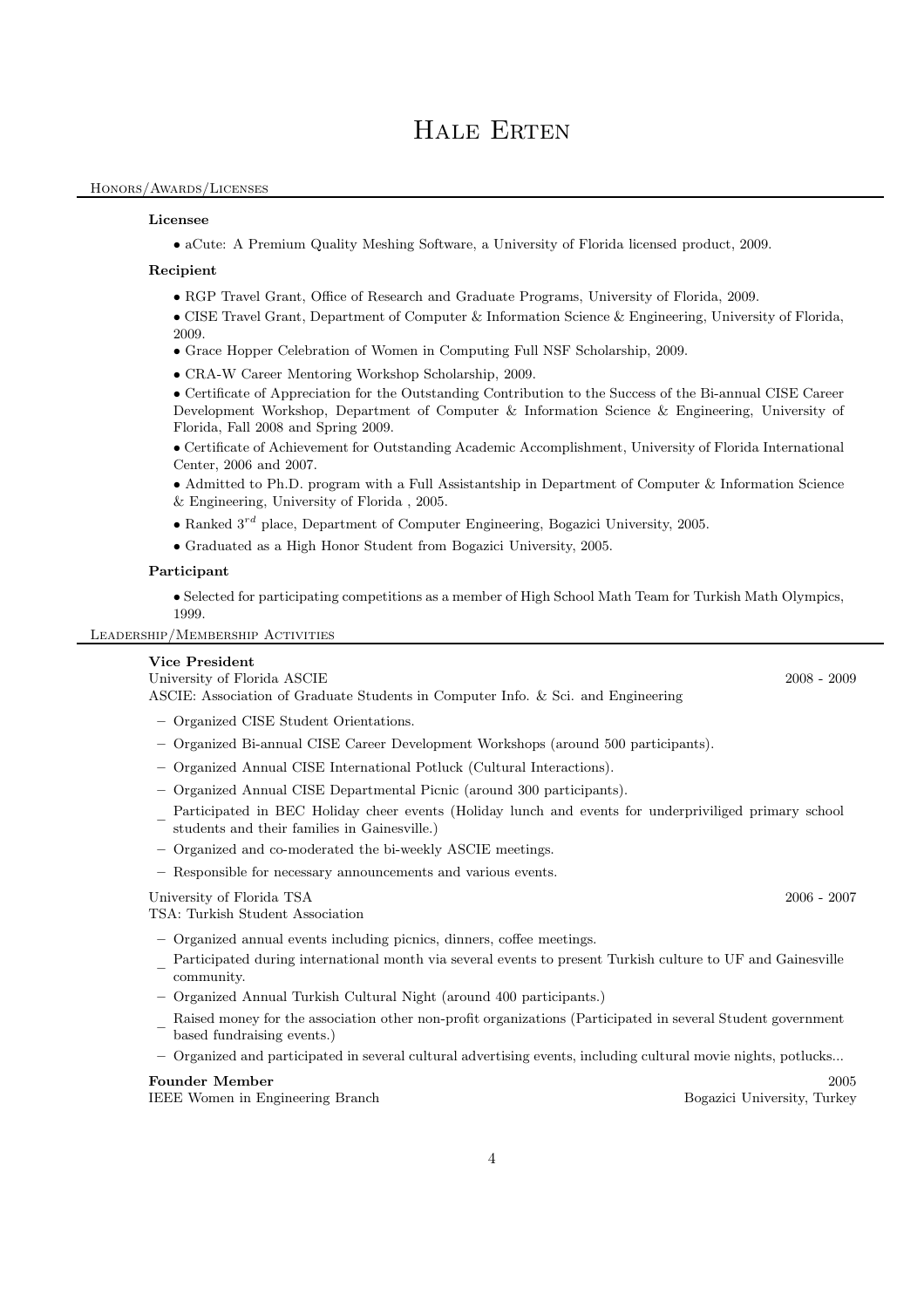# Hale Erten

## Honors/Awards/Licenses

**Licensee**

- aCute: A Premium Quality Meshing Software, a University of Florida licensed product, 2009.

**Recipient**

- RGP Travel Grant, Office of Research and Graduate Programs, University of Florida, 2009.
- CISE Travel Grant, Department of Computer & Information Science & Engineering, University of Florida, 2009.
- Grace Hopper Celebration of Women in Computing Full NSF Scholarship, 2009.
- CRA-W Career Mentoring Workshop Scholarship, 2009.
- Certificate of Appreciation for the Outstanding Contribution to the Success of the Bi-annual CISE Career Development Workshop, Department of Computer & Information Science & Engineering, University of Florida, Fall 2008 and Spring 2009.
- Certificate of Achievement for Outstanding Academic Accomplishment, University of Florida International Center, 2006 and 2007.
- Admitted to Ph.D. program with a Full Assistantship in Department of Computer & Information Science & Engineering, University of Florida , 2005.
- Ranked $3^{rd}$ place, Department of Computer Engineering, Bogazici University, 2005.
- Graduated as a High Honor Student from Bogazici University, 2005.

**Participant**

- Selected for participating competitions as a member of High School Math Team for Turkish Math Olympics, 1999.

## Leadership/Membership Activities

**Vice President**
University of Florida ASCIE — 2008 - 2009
ASCIE: Association of Graduate Students in Computer Info. & Sci. and Engineering

- Organized CISE Student Orientations.
- Organized Bi-annual CISE Career Development Workshops (around 500 participants).
- Organized Annual CISE International Potluck (Cultural Interactions).
- Organized Annual CISE Departmental Picnic (around 300 participants).
- Participated in BEC Holiday cheer events (Holiday lunch and events for underpriviliged primary school students and their families in Gainesville.)
- Organized and co-moderated the bi-weekly ASCIE meetings.
- Responsible for necessary announcements and various events.

University of Florida TSA — 2006 - 2007
TSA: Turkish Student Association

- Organized annual events including picnics, dinners, coffee meetings.
- Participated during international month via several events to present Turkish culture to UF and Gainesville community.
- Organized Annual Turkish Cultural Night (around 400 participants.)
- Raised money for the association other non-profit organizations (Participated in several Student government based fundraising events.)
- Organized and participated in several cultural advertising events, including cultural movie nights, potlucks...

**Founder Member** — 2005
IEEE Women in Engineering Branch — Bogazici University, Turkey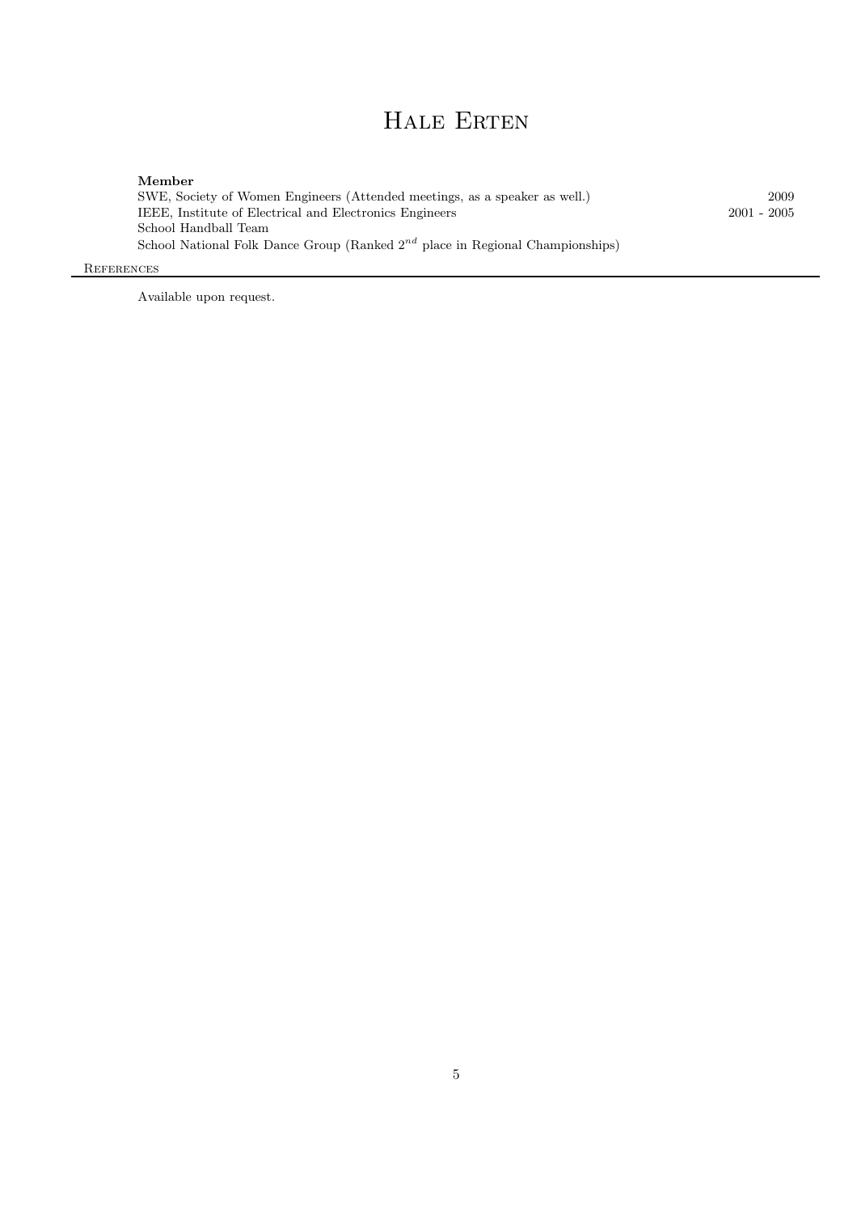**Member**

SWE, Society of Women Engineers (Attended meetings, as a speaker as well.) 2009
IEEE, Institute of Electrical and Electronics Engineers 2001 - 2005
School Handball Team
School National Folk Dance Group (Ranked $2^{nd}$ place in Regional Championships)

## References

Available upon request.